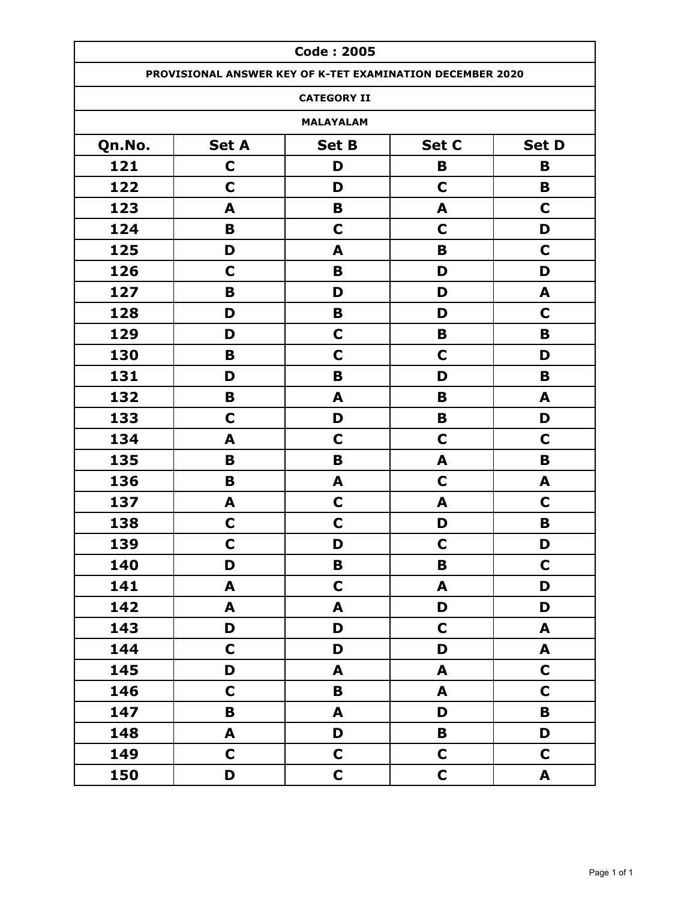# Code : 2005

## PROVISIONAL ANSWER KEY OF K-TET EXAMINATION DECEMBER 2020

### CATEGORY II

### MALAYALAM

| Qn.No. | Set A | Set B | Set C | Set D |
|---|---|---|---|---|
| 121 | C | D | B | B |
| 122 | C | D | C | B |
| 123 | A | B | A | C |
| 124 | B | C | C | D |
| 125 | D | A | B | C |
| 126 | C | B | D | D |
| 127 | B | D | D | A |
| 128 | D | B | D | C |
| 129 | D | C | B | B |
| 130 | B | C | C | D |
| 131 | D | B | D | B |
| 132 | B | A | B | A |
| 133 | C | D | B | D |
| 134 | A | C | C | C |
| 135 | B | B | A | B |
| 136 | B | A | C | A |
| 137 | A | C | A | C |
| 138 | C | C | D | B |
| 139 | C | D | C | D |
| 140 | D | B | B | C |
| 141 | A | C | A | D |
| 142 | A | A | D | D |
| 143 | D | D | C | A |
| 144 | C | D | D | A |
| 145 | D | A | A | C |
| 146 | C | B | A | C |
| 147 | B | A | D | B |
| 148 | A | D | B | D |
| 149 | C | C | C | C |
| 150 | D | C | C | A |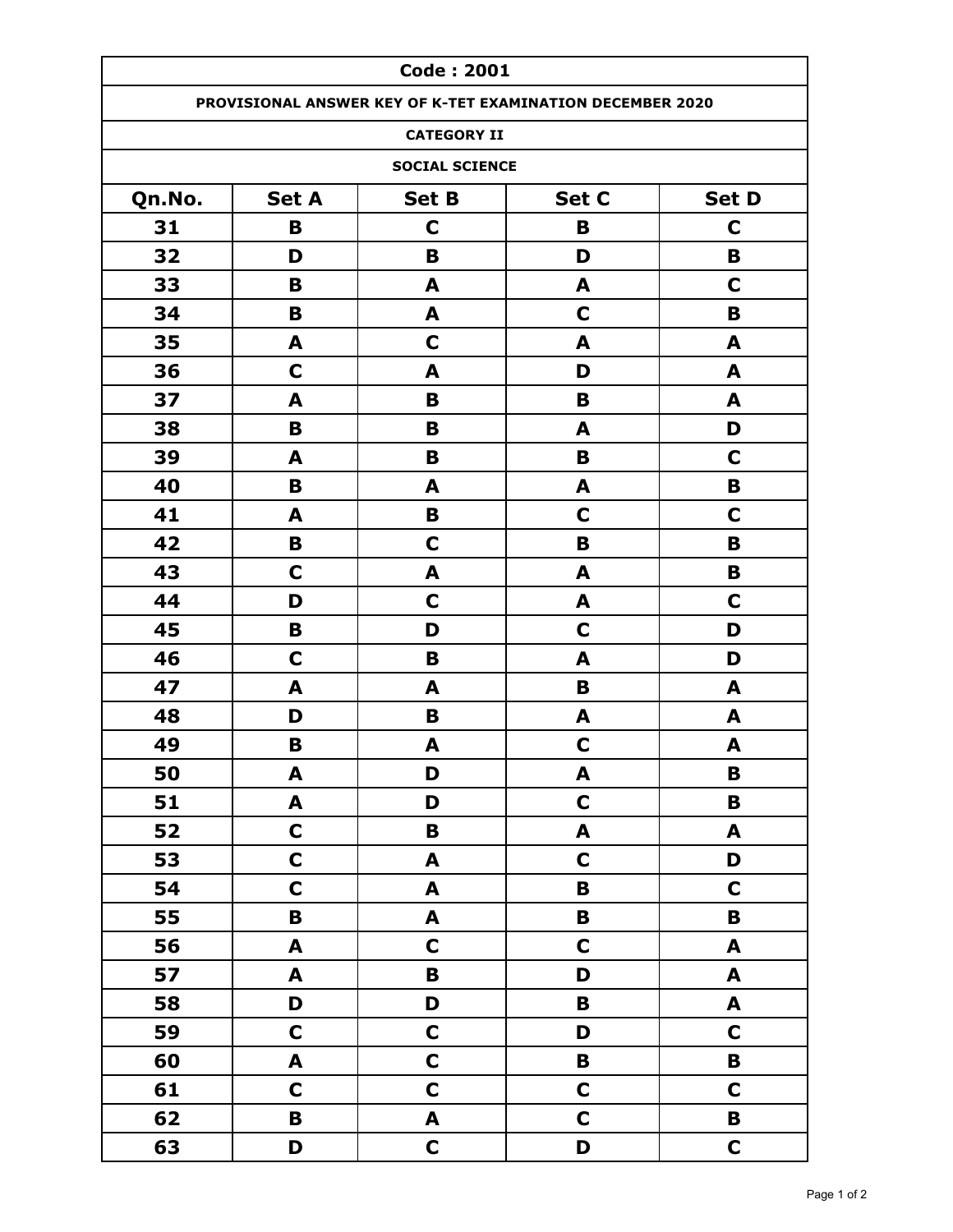| Code : 2001 | | | | |
|---|---|---|---|---|
| **PROVISIONAL ANSWER KEY OF K-TET EXAMINATION DECEMBER 2020** | | | | |
| **CATEGORY II** | | | | |
| **SOCIAL SCIENCE** | | | | |
| **Qn.No.** | **Set A** | **Set B** | **Set C** | **Set D** |
| 31 | B | C | B | C |
| 32 | D | B | D | B |
| 33 | B | A | A | C |
| 34 | B | A | C | B |
| 35 | A | C | A | A |
| 36 | C | A | D | A |
| 37 | A | B | B | A |
| 38 | B | B | A | D |
| 39 | A | B | B | C |
| 40 | B | A | A | B |
| 41 | A | B | C | C |
| 42 | B | C | B | B |
| 43 | C | A | A | B |
| 44 | D | C | A | C |
| 45 | B | D | C | D |
| 46 | C | B | A | D |
| 47 | A | A | B | A |
| 48 | D | B | A | A |
| 49 | B | A | C | A |
| 50 | A | D | A | B |
| 51 | A | D | C | B |
| 52 | C | B | A | A |
| 53 | C | A | C | D |
| 54 | C | A | B | C |
| 55 | B | A | B | B |
| 56 | A | C | C | A |
| 57 | A | B | D | A |
| 58 | D | D | B | A |
| 59 | C | C | D | C |
| 60 | A | C | B | B |
| 61 | C | C | C | C |
| 62 | B | A | C | B |
| 63 | D | C | D | C |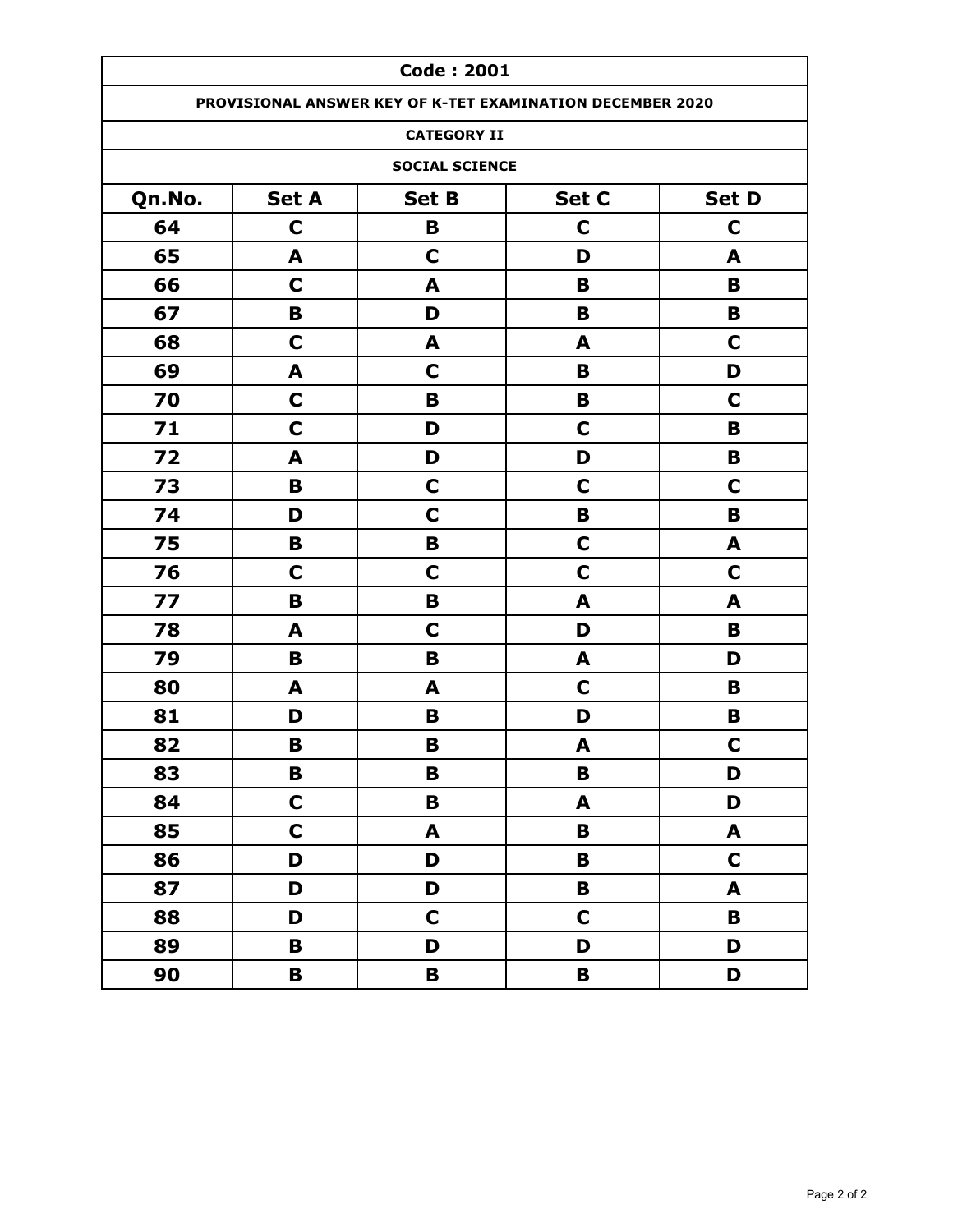# Code : 2001

## PROVISIONAL ANSWER KEY OF K-TET EXAMINATION DECEMBER 2020

### CATEGORY II

### SOCIAL SCIENCE

| Qn.No. | Set A | Set B | Set C | Set D |
|---|---|---|---|---|
| 64 | C | B | C | C |
| 65 | A | C | D | A |
| 66 | C | A | B | B |
| 67 | B | D | B | B |
| 68 | C | A | A | C |
| 69 | A | C | B | D |
| 70 | C | B | B | C |
| 71 | C | D | C | B |
| 72 | A | D | D | B |
| 73 | B | C | C | C |
| 74 | D | C | B | B |
| 75 | B | B | C | A |
| 76 | C | C | C | C |
| 77 | B | B | A | A |
| 78 | A | C | D | B |
| 79 | B | B | A | D |
| 80 | A | A | C | B |
| 81 | D | B | D | B |
| 82 | B | B | A | C |
| 83 | B | B | B | D |
| 84 | C | B | A | D |
| 85 | C | A | B | A |
| 86 | D | D | B | C |
| 87 | D | D | B | A |
| 88 | D | C | C | B |
| 89 | B | D | D | D |
| 90 | B | B | B | D |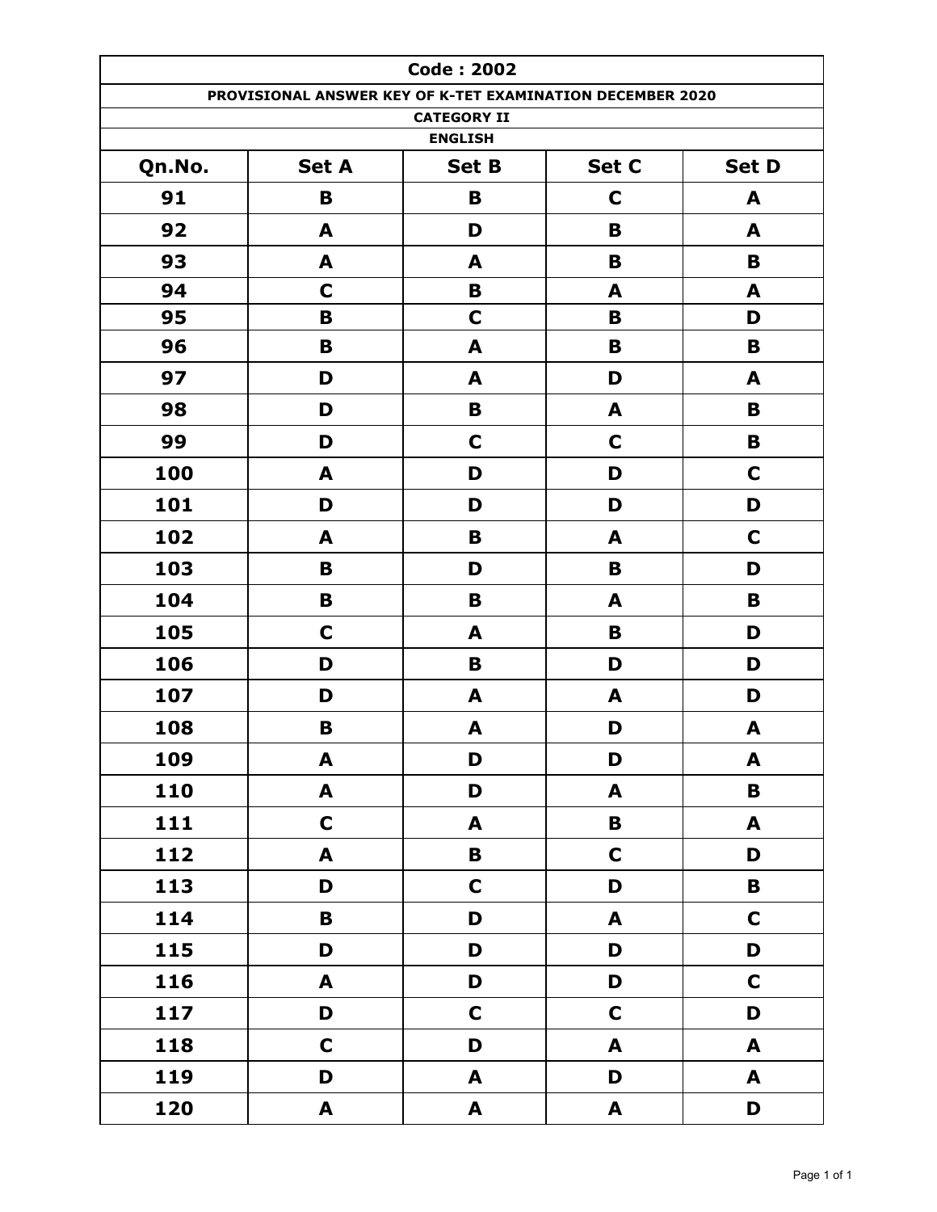# Code : 2002

## PROVISIONAL ANSWER KEY OF K-TET EXAMINATION DECEMBER 2020

### CATEGORY II

### ENGLISH

| Qn.No. | Set A | Set B | Set C | Set D |
|---|---|---|---|---|
| 91 | B | B | C | A |
| 92 | A | D | B | A |
| 93 | A | A | B | B |
| 94 | C | B | A | A |
| 95 | B | C | B | D |
| 96 | B | A | B | B |
| 97 | D | A | D | A |
| 98 | D | B | A | B |
| 99 | D | C | C | B |
| 100 | A | D | D | C |
| 101 | D | D | D | D |
| 102 | A | B | A | C |
| 103 | B | D | B | D |
| 104 | B | B | A | B |
| 105 | C | A | B | D |
| 106 | D | B | D | D |
| 107 | D | A | A | D |
| 108 | B | A | D | A |
| 109 | A | D | D | A |
| 110 | A | D | A | B |
| 111 | C | A | B | A |
| 112 | A | B | C | D |
| 113 | D | C | D | B |
| 114 | B | D | A | C |
| 115 | D | D | D | D |
| 116 | A | D | D | C |
| 117 | D | C | C | D |
| 118 | C | D | A | A |
| 119 | D | A | D | A |
| 120 | A | A | A | D |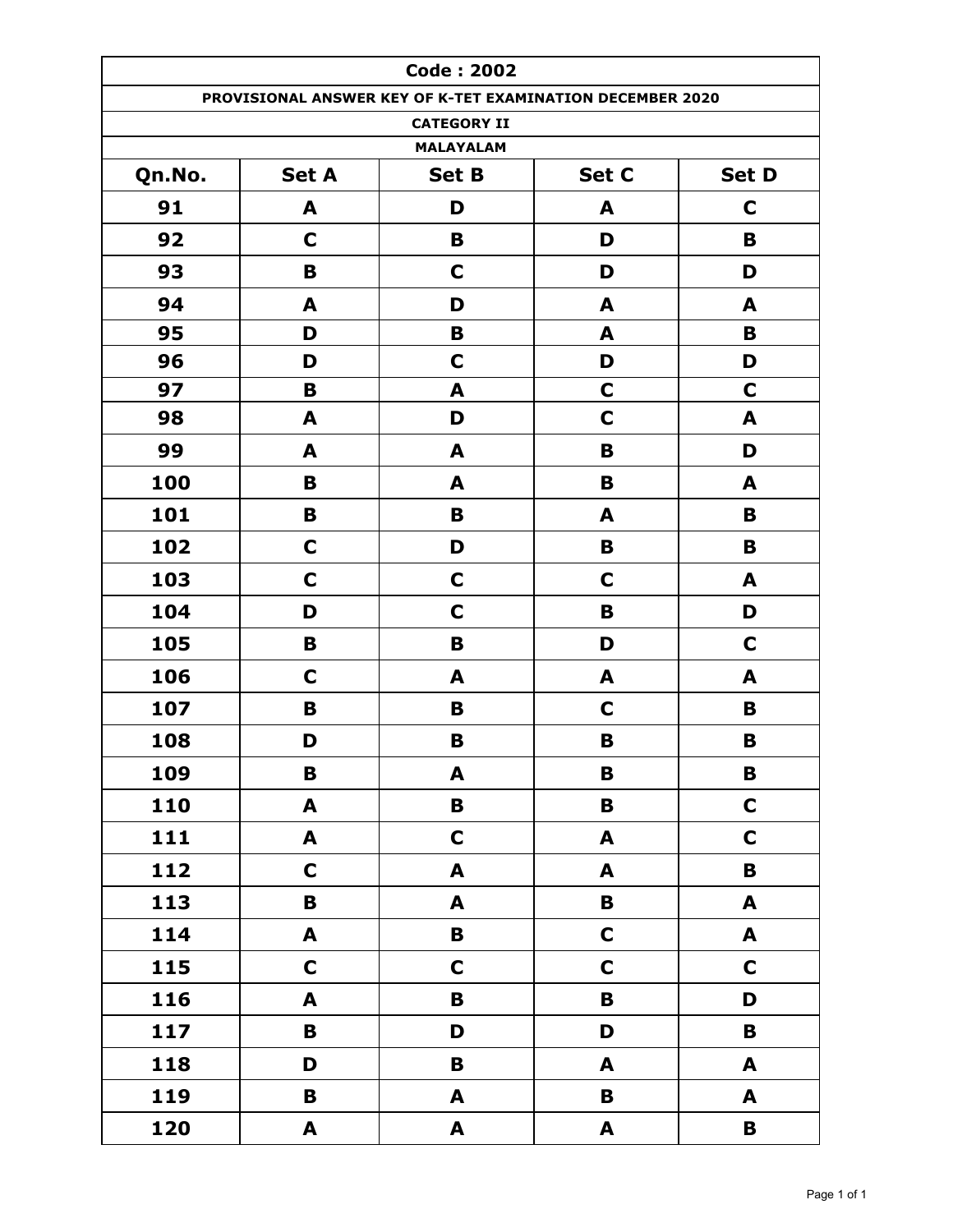| Code : 2002 | | | | |
|---|---|---|---|---|
| PROVISIONAL ANSWER KEY OF K-TET EXAMINATION DECEMBER 2020 | | | | |
| CATEGORY II | | | | |
| MALAYALAM | | | | |
| **Qn.No.** | **Set A** | **Set B** | **Set C** | **Set D** |
| 91 | A | D | A | C |
| 92 | C | B | D | B |
| 93 | B | C | D | D |
| 94 | A | D | A | A |
| 95 | D | B | A | B |
| 96 | D | C | D | D |
| 97 | B | A | C | C |
| 98 | A | D | C | A |
| 99 | A | A | B | D |
| 100 | B | A | B | A |
| 101 | B | B | A | B |
| 102 | C | D | B | B |
| 103 | C | C | C | A |
| 104 | D | C | B | D |
| 105 | B | B | D | C |
| 106 | C | A | A | A |
| 107 | B | B | C | B |
| 108 | D | B | B | B |
| 109 | B | A | B | B |
| 110 | A | B | B | C |
| 111 | A | C | A | C |
| 112 | C | A | A | B |
| 113 | B | A | B | A |
| 114 | A | B | C | A |
| 115 | C | C | C | C |
| 116 | A | B | B | D |
| 117 | B | D | D | B |
| 118 | D | B | A | A |
| 119 | B | A | B | A |
| 120 | A | A | A | B |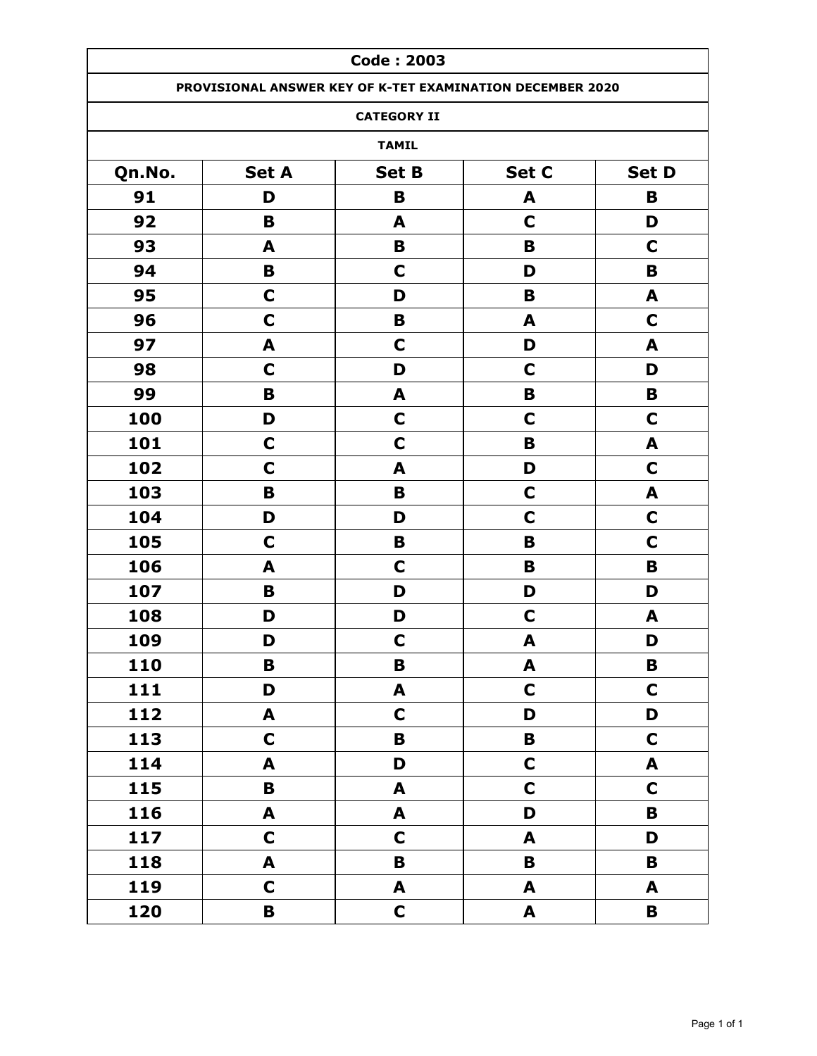# Code : 2003

## PROVISIONAL ANSWER KEY OF K-TET EXAMINATION DECEMBER 2020

### CATEGORY II

### TAMIL

| Qn.No. | Set A | Set B | Set C | Set D |
|---|---|---|---|---|
| 91 | D | B | A | B |
| 92 | B | A | C | D |
| 93 | A | B | B | C |
| 94 | B | C | D | B |
| 95 | C | D | B | A |
| 96 | C | B | A | C |
| 97 | A | C | D | A |
| 98 | C | D | C | D |
| 99 | B | A | B | B |
| 100 | D | C | C | C |
| 101 | C | C | B | A |
| 102 | C | A | D | C |
| 103 | B | B | C | A |
| 104 | D | D | C | C |
| 105 | C | B | B | C |
| 106 | A | C | B | B |
| 107 | B | D | D | D |
| 108 | D | D | C | A |
| 109 | D | C | A | D |
| 110 | B | B | A | B |
| 111 | D | A | C | C |
| 112 | A | C | D | D |
| 113 | C | B | B | C |
| 114 | A | D | C | A |
| 115 | B | A | C | C |
| 116 | A | A | D | B |
| 117 | C | C | A | D |
| 118 | A | B | B | B |
| 119 | C | A | A | A |
| 120 | B | C | A | B |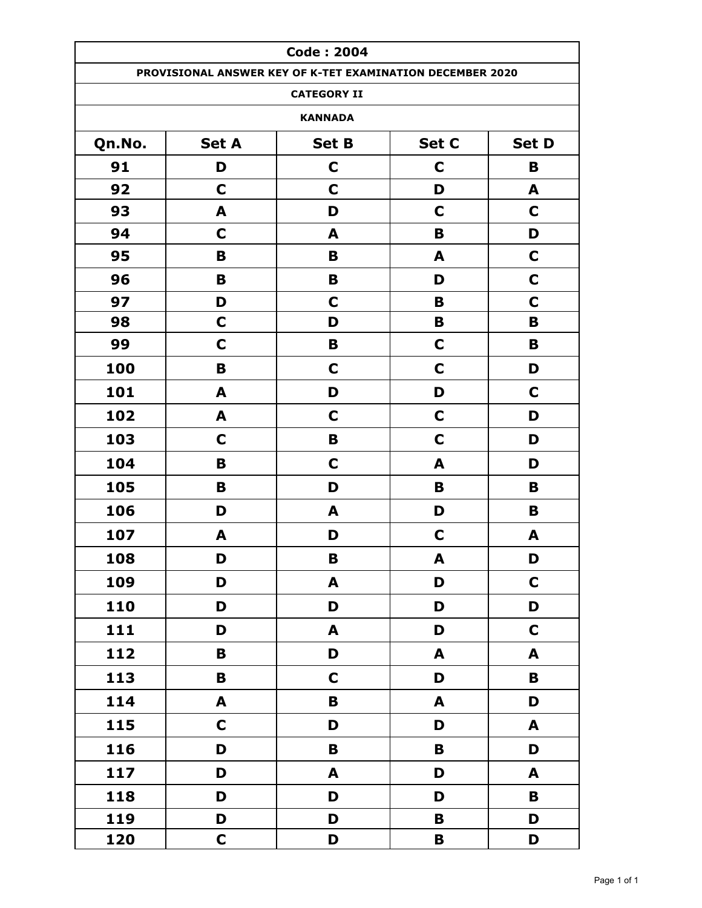| Code : 2004 | | | | |
|---|---|---|---|---|
| PROVISIONAL ANSWER KEY OF K-TET EXAMINATION DECEMBER 2020 | | | | |
| CATEGORY II | | | | |
| KANNADA | | | | |
| **Qn.No.** | **Set A** | **Set B** | **Set C** | **Set D** |
| 91 | D | C | C | B |
| 92 | C | C | D | A |
| 93 | A | D | C | C |
| 94 | C | A | B | D |
| 95 | B | B | A | C |
| 96 | B | B | D | C |
| 97 | D | C | B | C |
| 98 | C | D | B | B |
| 99 | C | B | C | B |
| 100 | B | C | C | D |
| 101 | A | D | D | C |
| 102 | A | C | C | D |
| 103 | C | B | C | D |
| 104 | B | C | A | D |
| 105 | B | D | B | B |
| 106 | D | A | D | B |
| 107 | A | D | C | A |
| 108 | D | B | A | D |
| 109 | D | A | D | C |
| 110 | D | D | D | D |
| 111 | D | A | D | C |
| 112 | B | D | A | A |
| 113 | B | C | D | B |
| 114 | A | B | A | D |
| 115 | C | D | D | A |
| 116 | D | B | B | D |
| 117 | D | A | D | A |
| 118 | D | D | D | B |
| 119 | D | D | B | D |
| 120 | C | D | B | D |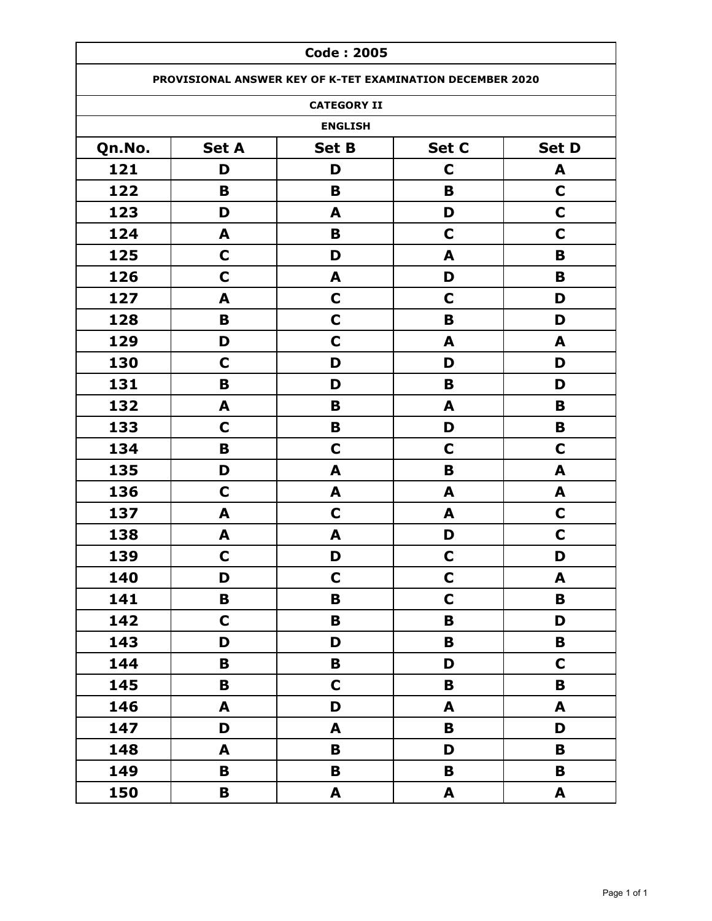# Code : 2005

## PROVISIONAL ANSWER KEY OF K-TET EXAMINATION DECEMBER 2020

### CATEGORY II

### ENGLISH

| Qn.No. | Set A | Set B | Set C | Set D |
|---|---|---|---|---|
| 121 | D | D | C | A |
| 122 | B | B | B | C |
| 123 | D | A | D | C |
| 124 | A | B | C | C |
| 125 | C | D | A | B |
| 126 | C | A | D | B |
| 127 | A | C | C | D |
| 128 | B | C | B | D |
| 129 | D | C | A | A |
| 130 | C | D | D | D |
| 131 | B | D | B | D |
| 132 | A | B | A | B |
| 133 | C | B | D | B |
| 134 | B | C | C | C |
| 135 | D | A | B | A |
| 136 | C | A | A | A |
| 137 | A | C | A | C |
| 138 | A | A | D | C |
| 139 | C | D | C | D |
| 140 | D | C | C | A |
| 141 | B | B | C | B |
| 142 | C | B | B | D |
| 143 | D | D | B | B |
| 144 | B | B | D | C |
| 145 | B | C | B | B |
| 146 | A | D | A | A |
| 147 | D | A | B | D |
| 148 | A | B | D | B |
| 149 | B | B | B | B |
| 150 | B | A | A | A |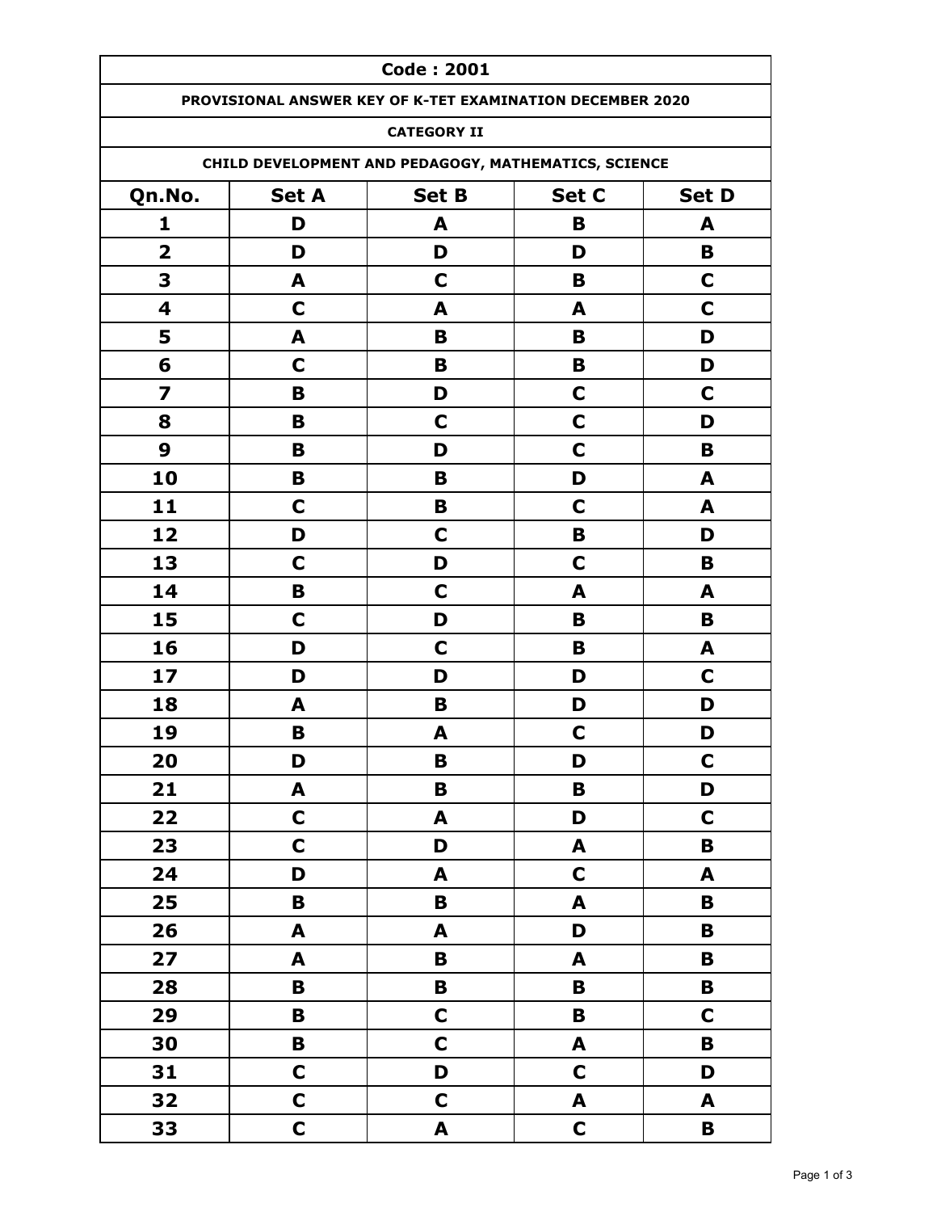| Code : 2001 | | | | |
|---|---|---|---|---|
| PROVISIONAL ANSWER KEY OF K-TET EXAMINATION DECEMBER 2020 | | | | |
| CATEGORY II | | | | |
| CHILD DEVELOPMENT AND PEDAGOGY, MATHEMATICS, SCIENCE | | | | |
| **Qn.No.** | **Set A** | **Set B** | **Set C** | **Set D** |
| 1 | D | A | B | A |
| 2 | D | D | D | B |
| 3 | A | C | B | C |
| 4 | C | A | A | C |
| 5 | A | B | B | D |
| 6 | C | B | B | D |
| 7 | B | D | C | C |
| 8 | B | C | C | D |
| 9 | B | D | C | B |
| 10 | B | B | D | A |
| 11 | C | B | C | A |
| 12 | D | C | B | D |
| 13 | C | D | C | B |
| 14 | B | C | A | A |
| 15 | C | D | B | B |
| 16 | D | C | B | A |
| 17 | D | D | D | C |
| 18 | A | B | D | D |
| 19 | B | A | C | D |
| 20 | D | B | D | C |
| 21 | A | B | B | D |
| 22 | C | A | D | C |
| 23 | C | D | A | B |
| 24 | D | A | C | A |
| 25 | B | B | A | B |
| 26 | A | A | D | B |
| 27 | A | B | A | B |
| 28 | B | B | B | B |
| 29 | B | C | B | C |
| 30 | B | C | A | B |
| 31 | C | D | C | D |
| 32 | C | C | A | A |
| 33 | C | A | C | B |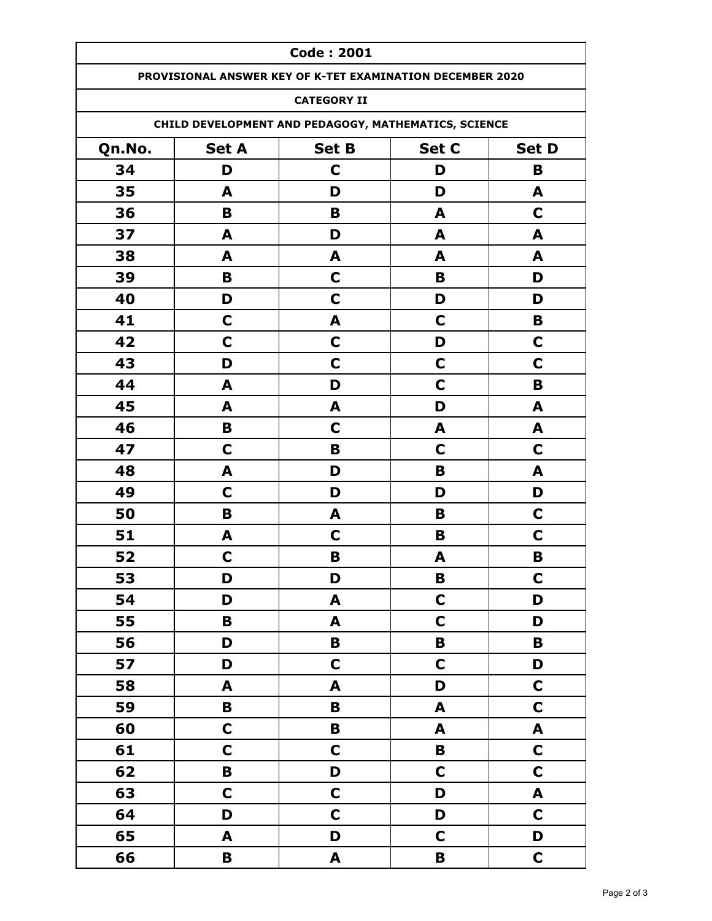| Code : 2001 | | | | |
|---|---|---|---|---|
| **PROVISIONAL ANSWER KEY OF K-TET EXAMINATION DECEMBER 2020** | | | | |
| **CATEGORY II** | | | | |
| **CHILD DEVELOPMENT AND PEDAGOGY, MATHEMATICS, SCIENCE** | | | | |
| **Qn.No.** | **Set A** | **Set B** | **Set C** | **Set D** |
| 34 | D | C | D | B |
| 35 | A | D | D | A |
| 36 | B | B | A | C |
| 37 | A | D | A | A |
| 38 | A | A | A | A |
| 39 | B | C | B | D |
| 40 | D | C | D | D |
| 41 | C | A | C | B |
| 42 | C | C | D | C |
| 43 | D | C | C | C |
| 44 | A | D | C | B |
| 45 | A | A | D | A |
| 46 | B | C | A | A |
| 47 | C | B | C | C |
| 48 | A | D | B | A |
| 49 | C | D | D | D |
| 50 | B | A | B | C |
| 51 | A | C | B | C |
| 52 | C | B | A | B |
| 53 | D | D | B | C |
| 54 | D | A | C | D |
| 55 | B | A | C | D |
| 56 | D | B | B | B |
| 57 | D | C | C | D |
| 58 | A | A | D | C |
| 59 | B | B | A | C |
| 60 | C | B | A | A |
| 61 | C | C | B | C |
| 62 | B | D | C | C |
| 63 | C | C | D | A |
| 64 | D | C | D | C |
| 65 | A | D | C | D |
| 66 | B | A | B | C |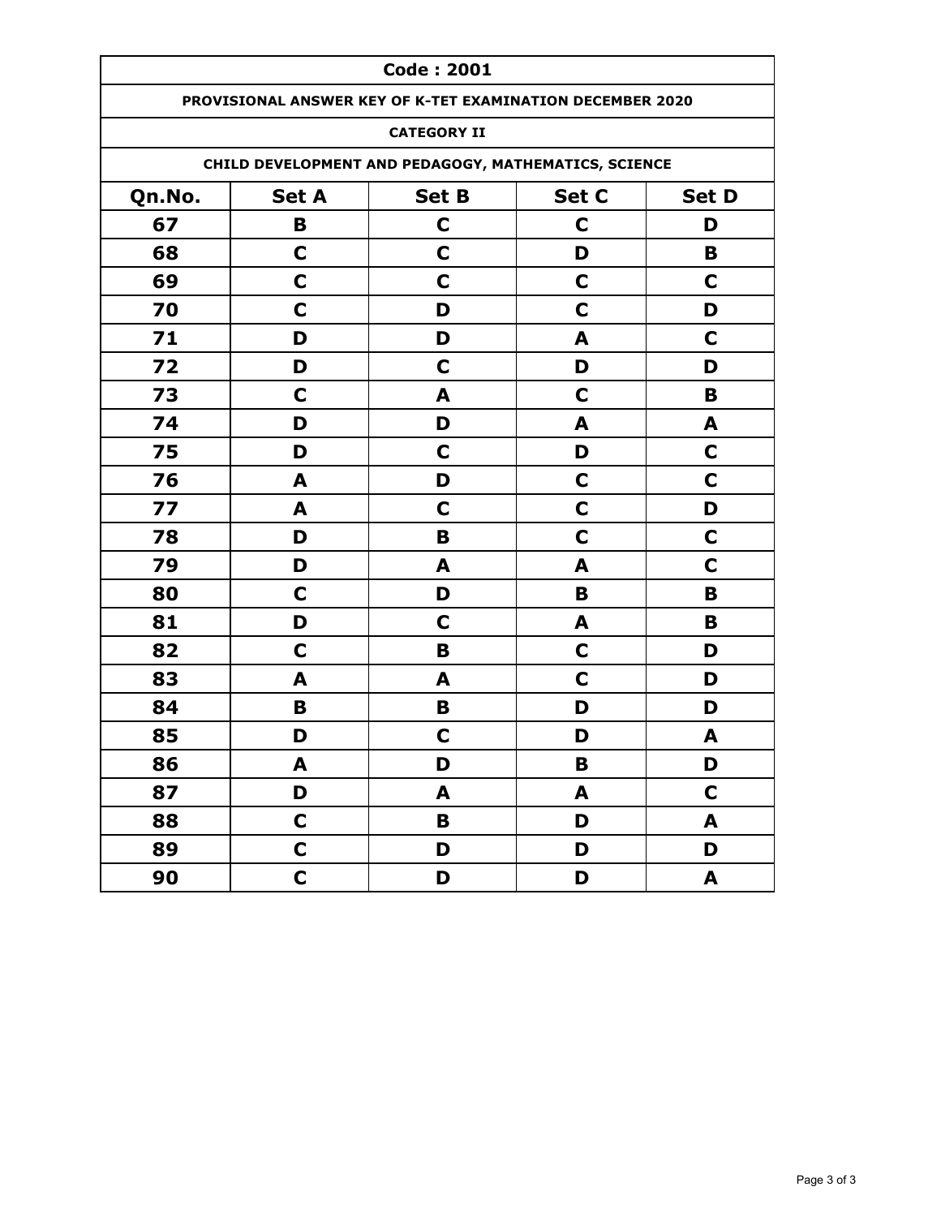| Code : 2001 | | | | |
|---|---|---|---|---|
| PROVISIONAL ANSWER KEY OF K-TET EXAMINATION DECEMBER 2020 | | | | |
| CATEGORY II | | | | |
| CHILD DEVELOPMENT AND PEDAGOGY, MATHEMATICS, SCIENCE | | | | |
| **Qn.No.** | **Set A** | **Set B** | **Set C** | **Set D** |
| 67 | B | C | C | D |
| 68 | C | C | D | B |
| 69 | C | C | C | C |
| 70 | C | D | C | D |
| 71 | D | D | A | C |
| 72 | D | C | D | D |
| 73 | C | A | C | B |
| 74 | D | D | A | A |
| 75 | D | C | D | C |
| 76 | A | D | C | C |
| 77 | A | C | C | D |
| 78 | D | B | C | C |
| 79 | D | A | A | C |
| 80 | C | D | B | B |
| 81 | D | C | A | B |
| 82 | C | B | C | D |
| 83 | A | A | C | D |
| 84 | B | B | D | D |
| 85 | D | C | D | A |
| 86 | A | D | B | D |
| 87 | D | A | A | C |
| 88 | C | B | D | A |
| 89 | C | D | D | D |
| 90 | C | D | D | A |